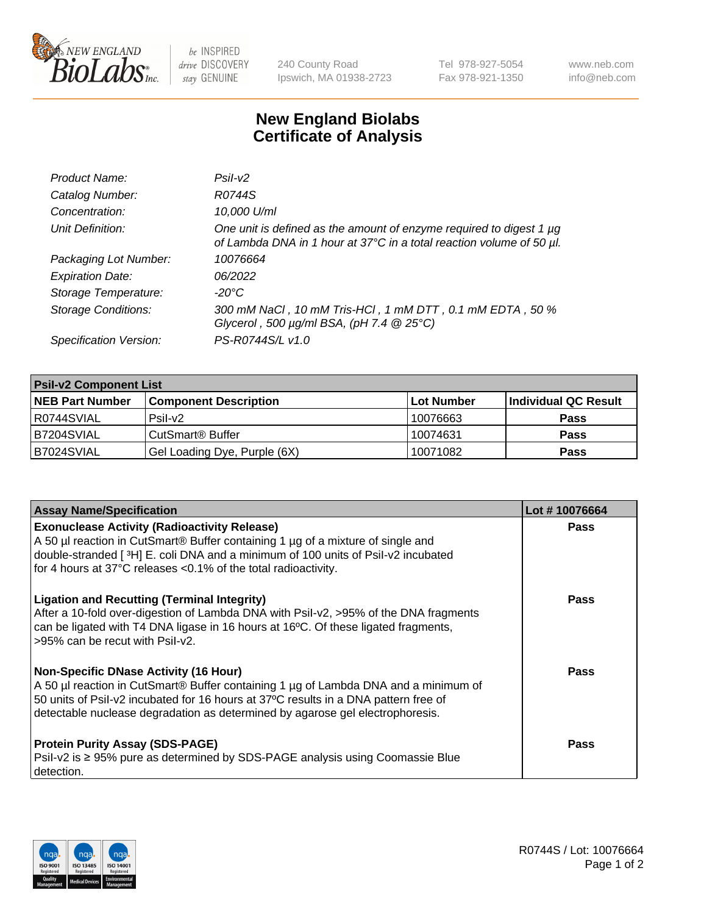New England BioLabs Inc. — be INSPIRED drive DISCOVERY stay GENUINE

240 County Road
Ipswich, MA 01938-2723

Tel 978-927-5054
Fax 978-921-1350

www.neb.com
info@neb.com

# New England Biolabs
# Certificate of Analysis

| | |
|---|---|
| *Product Name:* | *PsiI-v2* |
| *Catalog Number:* | *R0744S* |
| *Concentration:* | *10,000 U/ml* |
| *Unit Definition:* | *One unit is defined as the amount of enzyme required to digest 1 µg of Lambda DNA in 1 hour at 37°C in a total reaction volume of 50 µl.* |
| *Packaging Lot Number:* | *10076664* |
| *Expiration Date:* | *06/2022* |
| *Storage Temperature:* | *-20°C* |
| *Storage Conditions:* | *300 mM NaCl , 10 mM Tris-HCl , 1 mM DTT , 0.1 mM EDTA , 50 % Glycerol , 500 µg/ml BSA, (pH 7.4 @ 25°C)* |
| *Specification Version:* | *PS-R0744S/L v1.0* |

| **PsiI-v2 Component List** | | | |
|---|---|---|---|
| **NEB Part Number** | **Component Description** | **Lot Number** | **Individual QC Result** |
| R0744SVIAL | PsiI-v2 | 10076663 | **Pass** |
| B7204SVIAL | CutSmart® Buffer | 10074631 | **Pass** |
| B7024SVIAL | Gel Loading Dye, Purple (6X) | 10071082 | **Pass** |

| **Assay Name/Specification** | **Lot # 10076664** |
|---|---|
| **Exonuclease Activity (Radioactivity Release)**<br>A 50 µl reaction in CutSmart® Buffer containing 1 µg of a mixture of single and double-stranded [ $^3$H] E. coli DNA and a minimum of 100 units of PsiI-v2 incubated for 4 hours at 37°C releases <0.1% of the total radioactivity. | **Pass** |
| **Ligation and Recutting (Terminal Integrity)**<br>After a 10-fold over-digestion of Lambda DNA with PsiI-v2, >95% of the DNA fragments can be ligated with T4 DNA ligase in 16 hours at 16ºC. Of these ligated fragments, >95% can be recut with PsiI-v2. | **Pass** |
| **Non-Specific DNase Activity (16 Hour)**<br>A 50 µl reaction in CutSmart® Buffer containing 1 µg of Lambda DNA and a minimum of 50 units of PsiI-v2 incubated for 16 hours at 37ºC results in a DNA pattern free of detectable nuclease degradation as determined by agarose gel electrophoresis. | **Pass** |
| **Protein Purity Assay (SDS-PAGE)**<br>PsiI-v2 is ≥ 95% pure as determined by SDS-PAGE analysis using Coomassie Blue detection. | **Pass** |

R0744S / Lot: 10076664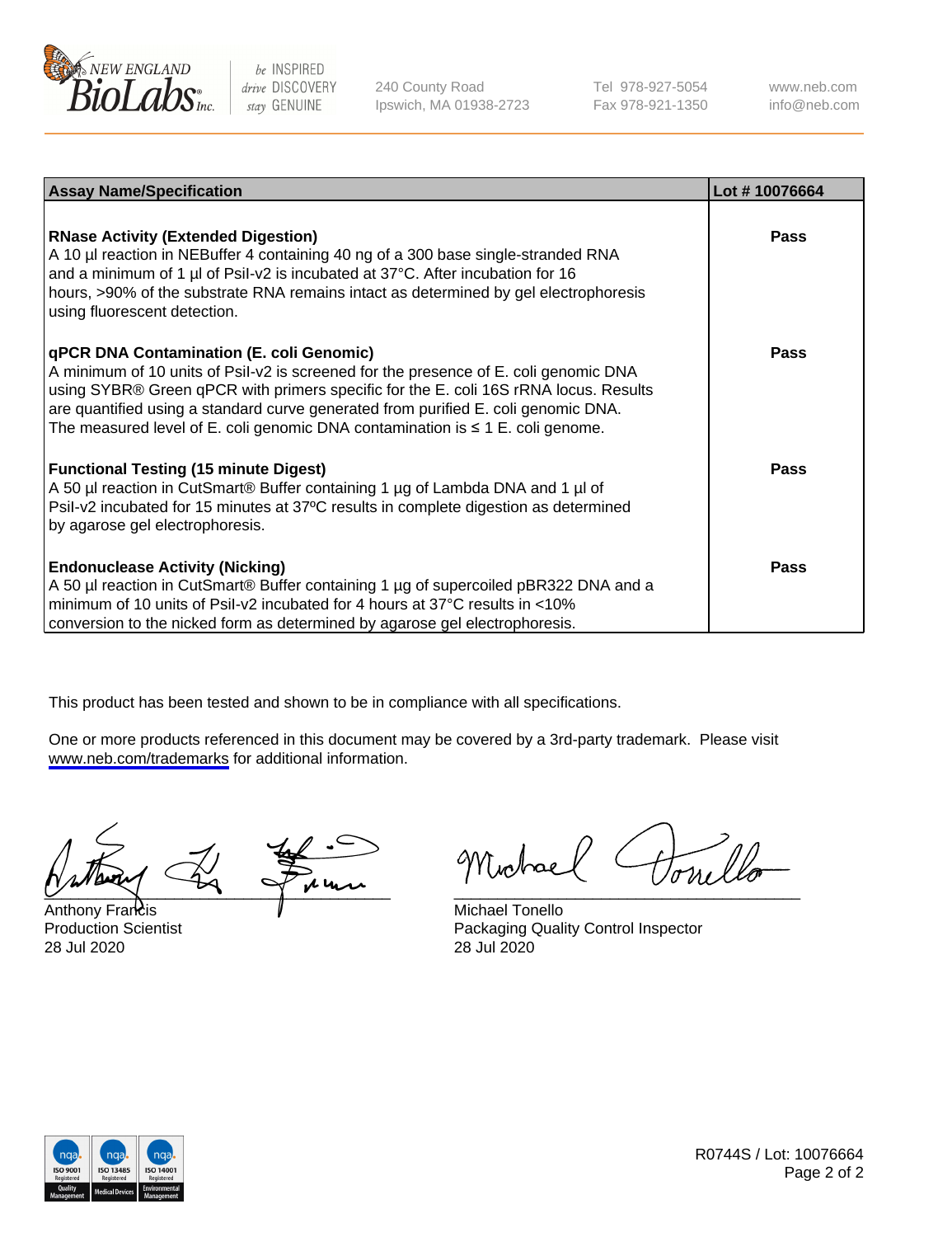| Assay Name/Specification | Lot # 10076664 |
|---|---|
| **RNase Activity (Extended Digestion)**<br>A 10 µl reaction in NEBuffer 4 containing 40 ng of a 300 base single-stranded RNA and a minimum of 1 µl of PsiI-v2 is incubated at 37°C. After incubation for 16 hours, >90% of the substrate RNA remains intact as determined by gel electrophoresis using fluorescent detection. | **Pass** |
| **qPCR DNA Contamination (E. coli Genomic)**<br>A minimum of 10 units of PsiI-v2 is screened for the presence of E. coli genomic DNA using SYBR® Green qPCR with primers specific for the E. coli 16S rRNA locus. Results are quantified using a standard curve generated from purified E. coli genomic DNA. The measured level of E. coli genomic DNA contamination is ≤ 1 E. coli genome. | **Pass** |
| **Functional Testing (15 minute Digest)**<br>A 50 µl reaction in CutSmart® Buffer containing 1 µg of Lambda DNA and 1 µl of PsiI-v2 incubated for 15 minutes at 37ºC results in complete digestion as determined by agarose gel electrophoresis. | **Pass** |
| **Endonuclease Activity (Nicking)**<br>A 50 µl reaction in CutSmart® Buffer containing 1 µg of supercoiled pBR322 DNA and a minimum of 10 units of PsiI-v2 incubated for 4 hours at 37°C results in <10% conversion to the nicked form as determined by agarose gel electrophoresis. | **Pass** |

This product has been tested and shown to be in compliance with all specifications.

One or more products referenced in this document may be covered by a 3rd-party trademark. Please visit www.neb.com/trademarks for additional information.

Anthony Francis
Production Scientist
28 Jul 2020

Michael Tonello
Packaging Quality Control Inspector
28 Jul 2020

R0744S / Lot: 10076664